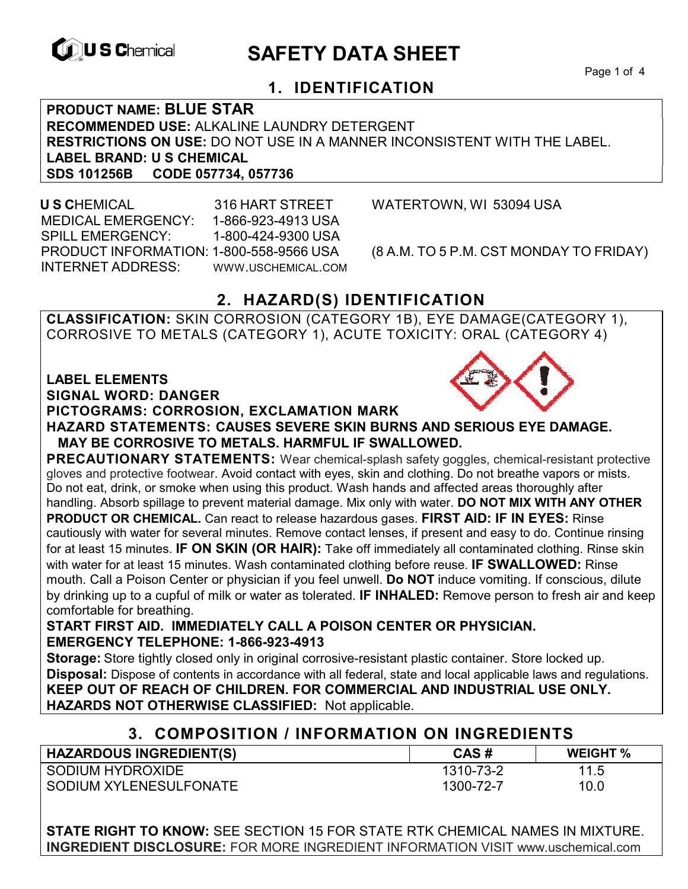# SAFETY DATA SHEET

## 1. IDENTIFICATION

**PRODUCT NAME: BLUE STAR**
**RECOMMENDED USE:** ALKALINE LAUNDRY DETERGENT
**RESTRICTIONS ON USE:** DO NOT USE IN A MANNER INCONSISTENT WITH THE LABEL.
**LABEL BRAND: U S CHEMICAL**
**SDS 101256B CODE 057734, 057736**

**U S C**HEMICAL 316 HART STREET WATERTOWN, WI 53094 USA
MEDICAL EMERGENCY: 1-866-923-4913 USA
SPILL EMERGENCY: 1-800-424-9300 USA
PRODUCT INFORMATION: 1-800-558-9566 USA (8 A.M. TO 5 P.M. CST MONDAY TO FRIDAY)
INTERNET ADDRESS: WWW.USCHEMICAL.COM

## 2. HAZARD(S) IDENTIFICATION

**CLASSIFICATION:** SKIN CORROSION (CATEGORY 1B), EYE DAMAGE(CATEGORY 1), CORROSIVE TO METALS (CATEGORY 1), ACUTE TOXICITY: ORAL (CATEGORY 4)

**LABEL ELEMENTS**
**SIGNAL WORD: DANGER**
**PICTOGRAMS: CORROSION, EXCLAMATION MARK**
**HAZARD STATEMENTS: CAUSES SEVERE SKIN BURNS AND SERIOUS EYE DAMAGE. MAY BE CORROSIVE TO METALS. HARMFUL IF SWALLOWED.**

**PRECAUTIONARY STATEMENTS:** Wear chemical-splash safety goggles, chemical-resistant protective gloves and protective footwear. Avoid contact with eyes, skin and clothing. Do not breathe vapors or mists. Do not eat, drink, or smoke when using this product. Wash hands and affected areas thoroughly after handling. Absorb spillage to prevent material damage. Mix only with water. **DO NOT MIX WITH ANY OTHER PRODUCT OR CHEMICAL.** Can react to release hazardous gases. **FIRST AID: IF IN EYES:** Rinse cautiously with water for several minutes. Remove contact lenses, if present and easy to do. Continue rinsing for at least 15 minutes. **IF ON SKIN (OR HAIR):** Take off immediately all contaminated clothing. Rinse skin with water for at least 15 minutes. Wash contaminated clothing before reuse. **IF SWALLOWED:** Rinse mouth. Call a Poison Center or physician if you feel unwell. **Do NOT** induce vomiting. If conscious, dilute by drinking up to a cupful of milk or water as tolerated. **IF INHALED:** Remove person to fresh air and keep comfortable for breathing.

**START FIRST AID. IMMEDIATELY CALL A POISON CENTER OR PHYSICIAN.**
**EMERGENCY TELEPHONE: 1-866-923-4913**

**Storage:** Store tightly closed only in original corrosive-resistant plastic container. Store locked up.
**Disposal:** Dispose of contents in accordance with all federal, state and local applicable laws and regulations.
**KEEP OUT OF REACH OF CHILDREN. FOR COMMERCIAL AND INDUSTRIAL USE ONLY.**
**HAZARDS NOT OTHERWISE CLASSIFIED:** Not applicable.

## 3. COMPOSITION / INFORMATION ON INGREDIENTS

| HAZARDOUS INGREDIENT(S) | CAS # | WEIGHT % |
|---|---|---|
| SODIUM HYDROXIDE | 1310-73-2 | 11.5 |
| SODIUM XYLENESULFONATE | 1300-72-7 | 10.0 |

**STATE RIGHT TO KNOW:** SEE SECTION 15 FOR STATE RTK CHEMICAL NAMES IN MIXTURE.
**INGREDIENT DISCLOSURE:** FOR MORE INGREDIENT INFORMATION VISIT www.uschemical.com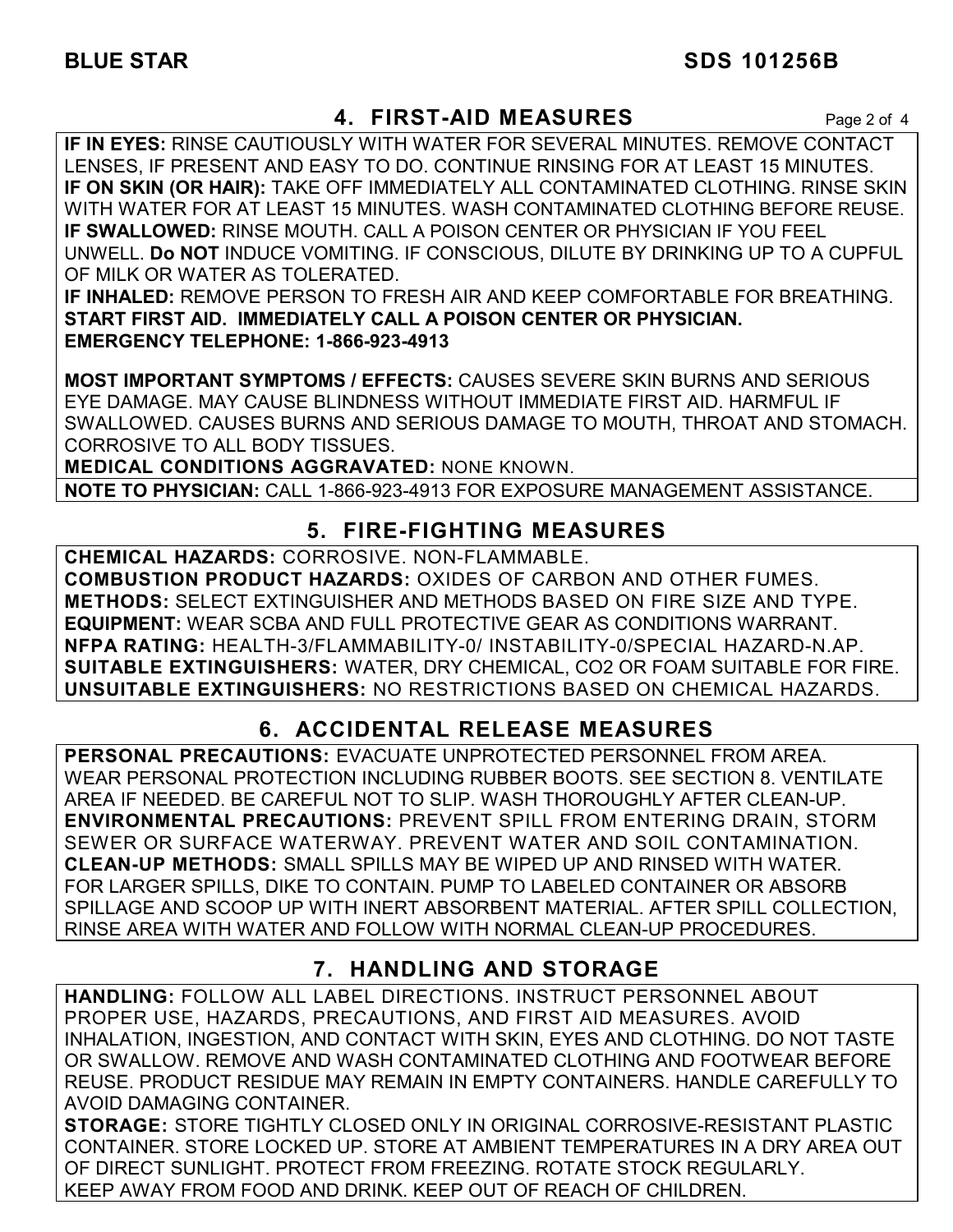## 4. FIRST-AID MEASURES

**IF IN EYES:** RINSE CAUTIOUSLY WITH WATER FOR SEVERAL MINUTES. REMOVE CONTACT LENSES, IF PRESENT AND EASY TO DO. CONTINUE RINSING FOR AT LEAST 15 MINUTES.
**IF ON SKIN (OR HAIR):** TAKE OFF IMMEDIATELY ALL CONTAMINATED CLOTHING. RINSE SKIN WITH WATER FOR AT LEAST 15 MINUTES. WASH CONTAMINATED CLOTHING BEFORE REUSE.
**IF SWALLOWED:** RINSE MOUTH. CALL A POISON CENTER OR PHYSICIAN IF YOU FEEL UNWELL. **Do NOT** INDUCE VOMITING. IF CONSCIOUS, DILUTE BY DRINKING UP TO A CUPFUL OF MILK OR WATER AS TOLERATED.
**IF INHALED:** REMOVE PERSON TO FRESH AIR AND KEEP COMFORTABLE FOR BREATHING.
**START FIRST AID. IMMEDIATELY CALL A POISON CENTER OR PHYSICIAN.**
**EMERGENCY TELEPHONE: 1-866-923-4913**

**MOST IMPORTANT SYMPTOMS / EFFECTS:** CAUSES SEVERE SKIN BURNS AND SERIOUS EYE DAMAGE. MAY CAUSE BLINDNESS WITHOUT IMMEDIATE FIRST AID. HARMFUL IF SWALLOWED. CAUSES BURNS AND SERIOUS DAMAGE TO MOUTH, THROAT AND STOMACH. CORROSIVE TO ALL BODY TISSUES.
**MEDICAL CONDITIONS AGGRAVATED:** NONE KNOWN.

**NOTE TO PHYSICIAN:** CALL 1-866-923-4913 FOR EXPOSURE MANAGEMENT ASSISTANCE.

## 5. FIRE-FIGHTING MEASURES

**CHEMICAL HAZARDS:** CORROSIVE. NON-FLAMMABLE.
**COMBUSTION PRODUCT HAZARDS:** OXIDES OF CARBON AND OTHER FUMES.
**METHODS:** SELECT EXTINGUISHER AND METHODS BASED ON FIRE SIZE AND TYPE.
**EQUIPMENT:** WEAR SCBA AND FULL PROTECTIVE GEAR AS CONDITIONS WARRANT.
**NFPA RATING:** HEALTH-3/FLAMMABILITY-0/ INSTABILITY-0/SPECIAL HAZARD-N.AP.
**SUITABLE EXTINGUISHERS:** WATER, DRY CHEMICAL, $CO_2$ OR FOAM SUITABLE FOR FIRE.
**UNSUITABLE EXTINGUISHERS:** NO RESTRICTIONS BASED ON CHEMICAL HAZARDS.

## 6. ACCIDENTAL RELEASE MEASURES

**PERSONAL PRECAUTIONS:** EVACUATE UNPROTECTED PERSONNEL FROM AREA. WEAR PERSONAL PROTECTION INCLUDING RUBBER BOOTS. SEE SECTION 8. VENTILATE AREA IF NEEDED. BE CAREFUL NOT TO SLIP. WASH THOROUGHLY AFTER CLEAN-UP.
**ENVIRONMENTAL PRECAUTIONS:** PREVENT SPILL FROM ENTERING DRAIN, STORM SEWER OR SURFACE WATERWAY. PREVENT WATER AND SOIL CONTAMINATION.
**CLEAN-UP METHODS:** SMALL SPILLS MAY BE WIPED UP AND RINSED WITH WATER. FOR LARGER SPILLS, DIKE TO CONTAIN. PUMP TO LABELED CONTAINER OR ABSORB SPILLAGE AND SCOOP UP WITH INERT ABSORBENT MATERIAL. AFTER SPILL COLLECTION, RINSE AREA WITH WATER AND FOLLOW WITH NORMAL CLEAN-UP PROCEDURES.

## 7. HANDLING AND STORAGE

**HANDLING:** FOLLOW ALL LABEL DIRECTIONS. INSTRUCT PERSONNEL ABOUT PROPER USE, HAZARDS, PRECAUTIONS, AND FIRST AID MEASURES. AVOID INHALATION, INGESTION, AND CONTACT WITH SKIN, EYES AND CLOTHING. DO NOT TASTE OR SWALLOW. REMOVE AND WASH CONTAMINATED CLOTHING AND FOOTWEAR BEFORE REUSE. PRODUCT RESIDUE MAY REMAIN IN EMPTY CONTAINERS. HANDLE CAREFULLY TO AVOID DAMAGING CONTAINER.
**STORAGE:** STORE TIGHTLY CLOSED ONLY IN ORIGINAL CORROSIVE-RESISTANT PLASTIC CONTAINER. STORE LOCKED UP. STORE AT AMBIENT TEMPERATURES IN A DRY AREA OUT OF DIRECT SUNLIGHT. PROTECT FROM FREEZING. ROTATE STOCK REGULARLY. KEEP AWAY FROM FOOD AND DRINK. KEEP OUT OF REACH OF CHILDREN.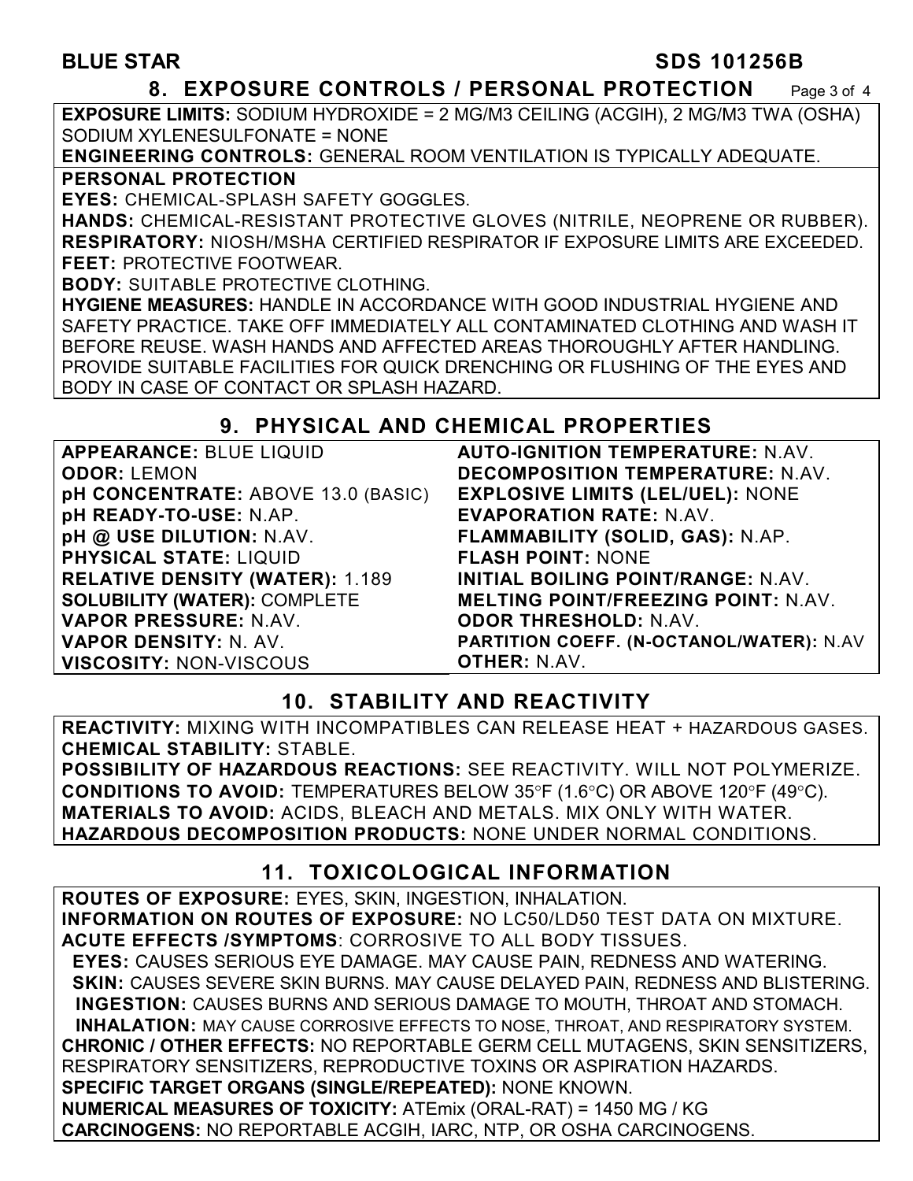## 8. EXPOSURE CONTROLS / PERSONAL PROTECTION

**EXPOSURE LIMITS:** SODIUM HYDROXIDE = 2 MG/M3 CEILING (ACGIH), 2 MG/M3 TWA (OSHA) SODIUM XYLENESULFONATE = NONE

**ENGINEERING CONTROLS:** GENERAL ROOM VENTILATION IS TYPICALLY ADEQUATE.

**PERSONAL PROTECTION**

**EYES:** CHEMICAL-SPLASH SAFETY GOGGLES.

**HANDS:** CHEMICAL-RESISTANT PROTECTIVE GLOVES (NITRILE, NEOPRENE OR RUBBER).

**RESPIRATORY:** NIOSH/MSHA CERTIFIED RESPIRATOR IF EXPOSURE LIMITS ARE EXCEEDED.

**FEET:** PROTECTIVE FOOTWEAR.

**BODY:** SUITABLE PROTECTIVE CLOTHING.

**HYGIENE MEASURES:** HANDLE IN ACCORDANCE WITH GOOD INDUSTRIAL HYGIENE AND SAFETY PRACTICE. TAKE OFF IMMEDIATELY ALL CONTAMINATED CLOTHING AND WASH IT BEFORE REUSE. WASH HANDS AND AFFECTED AREAS THOROUGHLY AFTER HANDLING. PROVIDE SUITABLE FACILITIES FOR QUICK DRENCHING OR FLUSHING OF THE EYES AND BODY IN CASE OF CONTACT OR SPLASH HAZARD.

## 9. PHYSICAL AND CHEMICAL PROPERTIES

**APPEARANCE:** BLUE LIQUID
**ODOR:** LEMON
**pH CONCENTRATE:** ABOVE 13.0 (BASIC)
**pH READY-TO-USE:** N.AP.
**pH @ USE DILUTION:** N.AV.
**PHYSICAL STATE:** LIQUID
**RELATIVE DENSITY (WATER):** 1.189
**SOLUBILITY (WATER):** COMPLETE
**VAPOR PRESSURE:** N.AV.
**VAPOR DENSITY:** N. AV.
**VISCOSITY:** NON-VISCOUS
**AUTO-IGNITION TEMPERATURE:** N.AV.
**DECOMPOSITION TEMPERATURE:** N.AV.
**EXPLOSIVE LIMITS (LEL/UEL):** NONE
**EVAPORATION RATE:** N.AV.
**FLAMMABILITY (SOLID, GAS):** N.AP.
**FLASH POINT:** NONE
**INITIAL BOILING POINT/RANGE:** N.AV.
**MELTING POINT/FREEZING POINT:** N.AV.
**ODOR THRESHOLD:** N.AV.
**PARTITION COEFF. (N-OCTANOL/WATER):** N.AV
**OTHER:** N.AV.

## 10. STABILITY AND REACTIVITY

**REACTIVITY:** MIXING WITH INCOMPATIBLES CAN RELEASE HEAT + HAZARDOUS GASES.

**CHEMICAL STABILITY:** STABLE.

**POSSIBILITY OF HAZARDOUS REACTIONS:** SEE REACTIVITY. WILL NOT POLYMERIZE.

**CONDITIONS TO AVOID:** TEMPERATURES BELOW 35°F (1.6°C) OR ABOVE 120°F (49°C).

**MATERIALS TO AVOID:** ACIDS, BLEACH AND METALS. MIX ONLY WITH WATER.

**HAZARDOUS DECOMPOSITION PRODUCTS:** NONE UNDER NORMAL CONDITIONS.

## 11. TOXICOLOGICAL INFORMATION

**ROUTES OF EXPOSURE:** EYES, SKIN, INGESTION, INHALATION.

**INFORMATION ON ROUTES OF EXPOSURE:** NO LC50/LD50 TEST DATA ON MIXTURE.

**ACUTE EFFECTS /SYMPTOMS**: CORROSIVE TO ALL BODY TISSUES.

**EYES:** CAUSES SERIOUS EYE DAMAGE. MAY CAUSE PAIN, REDNESS AND WATERING.

**SKIN:** CAUSES SEVERE SKIN BURNS. MAY CAUSE DELAYED PAIN, REDNESS AND BLISTERING.

**INGESTION:** CAUSES BURNS AND SERIOUS DAMAGE TO MOUTH, THROAT AND STOMACH.

**INHALATION:** MAY CAUSE CORROSIVE EFFECTS TO NOSE, THROAT, AND RESPIRATORY SYSTEM.

**CHRONIC / OTHER EFFECTS:** NO REPORTABLE GERM CELL MUTAGENS, SKIN SENSITIZERS, RESPIRATORY SENSITIZERS, REPRODUCTIVE TOXINS OR ASPIRATION HAZARDS.

**SPECIFIC TARGET ORGANS (SINGLE/REPEATED):** NONE KNOWN.

**NUMERICAL MEASURES OF TOXICITY:** ATEmix (ORAL-RAT) = 1450 MG / KG

**CARCINOGENS:** NO REPORTABLE ACGIH, IARC, NTP, OR OSHA CARCINOGENS.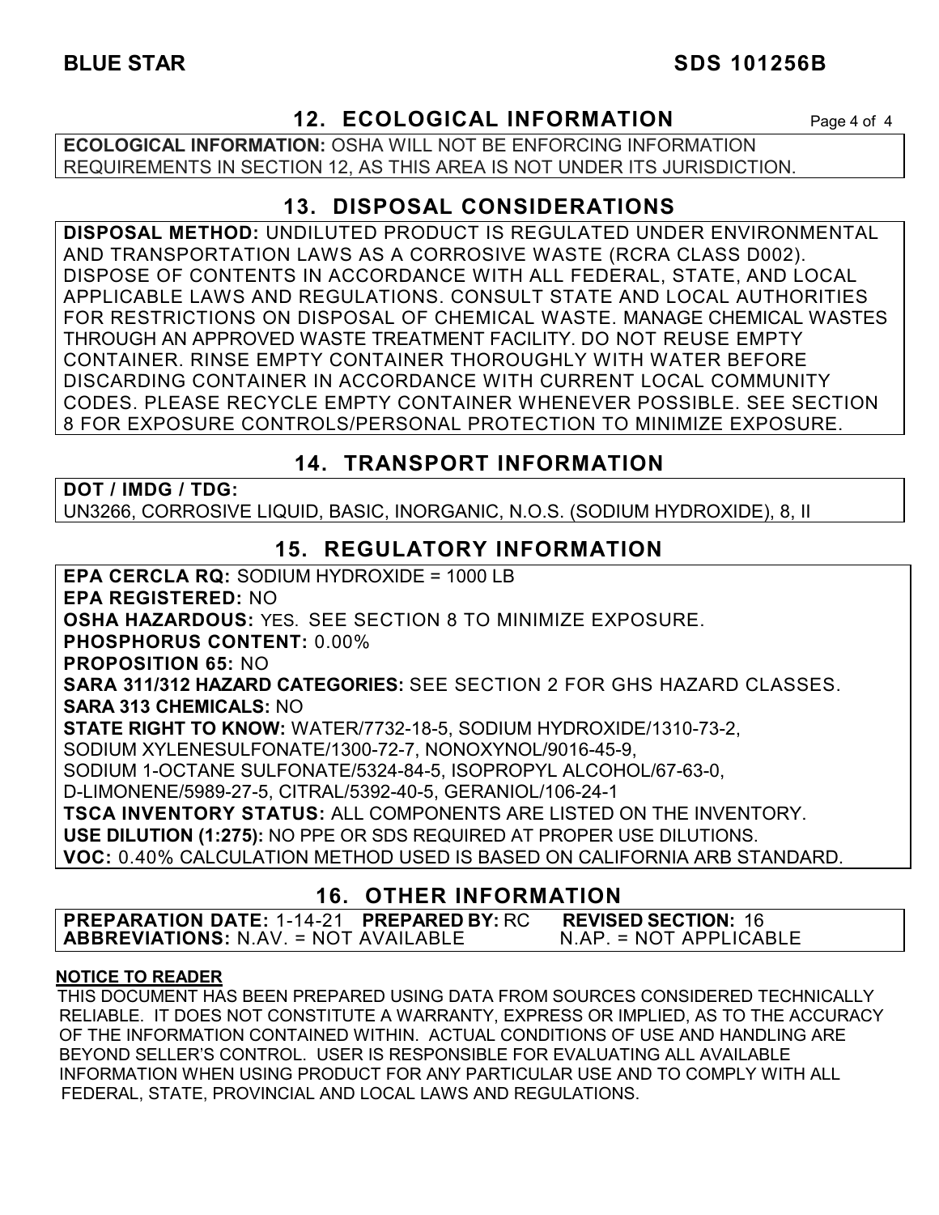## 12. ECOLOGICAL INFORMATION

**ECOLOGICAL INFORMATION:** OSHA WILL NOT BE ENFORCING INFORMATION REQUIREMENTS IN SECTION 12, AS THIS AREA IS NOT UNDER ITS JURISDICTION.

## 13. DISPOSAL CONSIDERATIONS

**DISPOSAL METHOD:** UNDILUTED PRODUCT IS REGULATED UNDER ENVIRONMENTAL AND TRANSPORTATION LAWS AS A CORROSIVE WASTE (RCRA CLASS D002). DISPOSE OF CONTENTS IN ACCORDANCE WITH ALL FEDERAL, STATE, AND LOCAL APPLICABLE LAWS AND REGULATIONS. CONSULT STATE AND LOCAL AUTHORITIES FOR RESTRICTIONS ON DISPOSAL OF CHEMICAL WASTE. MANAGE CHEMICAL WASTES THROUGH AN APPROVED WASTE TREATMENT FACILITY. DO NOT REUSE EMPTY CONTAINER. RINSE EMPTY CONTAINER THOROUGHLY WITH WATER BEFORE DISCARDING CONTAINER IN ACCORDANCE WITH CURRENT LOCAL COMMUNITY CODES. PLEASE RECYCLE EMPTY CONTAINER WHENEVER POSSIBLE. SEE SECTION 8 FOR EXPOSURE CONTROLS/PERSONAL PROTECTION TO MINIMIZE EXPOSURE.

## 14. TRANSPORT INFORMATION

**DOT / IMDG / TDG:**
UN3266, CORROSIVE LIQUID, BASIC, INORGANIC, N.O.S. (SODIUM HYDROXIDE), 8, II

## 15. REGULATORY INFORMATION

**EPA CERCLA RQ:** SODIUM HYDROXIDE = 1000 LB
**EPA REGISTERED:** NO
**OSHA HAZARDOUS:** YES. SEE SECTION 8 TO MINIMIZE EXPOSURE.
**PHOSPHORUS CONTENT:** 0.00%
**PROPOSITION 65:** NO
**SARA 311/312 HAZARD CATEGORIES:** SEE SECTION 2 FOR GHS HAZARD CLASSES.
**SARA 313 CHEMICALS:** NO
**STATE RIGHT TO KNOW:** WATER/7732-18-5, SODIUM HYDROXIDE/1310-73-2, SODIUM XYLENESULFONATE/1300-72-7, NONOXYNOL/9016-45-9, SODIUM 1-OCTANE SULFONATE/5324-84-5, ISOPROPYL ALCOHOL/67-63-0, D-LIMONENE/5989-27-5, CITRAL/5392-40-5, GERANIOL/106-24-1
**TSCA INVENTORY STATUS:** ALL COMPONENTS ARE LISTED ON THE INVENTORY.
**USE DILUTION (1:275):** NO PPE OR SDS REQUIRED AT PROPER USE DILUTIONS.
**VOC:** 0.40% CALCULATION METHOD USED IS BASED ON CALIFORNIA ARB STANDARD.

## 16. OTHER INFORMATION

**PREPARATION DATE:** 1-14-21 **PREPARED BY:** RC **REVISED SECTION:** 16
**ABBREVIATIONS:** N.AV. = NOT AVAILABLE N.AP. = NOT APPLICABLE

**NOTICE TO READER**

THIS DOCUMENT HAS BEEN PREPARED USING DATA FROM SOURCES CONSIDERED TECHNICALLY RELIABLE. IT DOES NOT CONSTITUTE A WARRANTY, EXPRESS OR IMPLIED, AS TO THE ACCURACY OF THE INFORMATION CONTAINED WITHIN. ACTUAL CONDITIONS OF USE AND HANDLING ARE BEYOND SELLER'S CONTROL. USER IS RESPONSIBLE FOR EVALUATING ALL AVAILABLE INFORMATION WHEN USING PRODUCT FOR ANY PARTICULAR USE AND TO COMPLY WITH ALL FEDERAL, STATE, PROVINCIAL AND LOCAL LAWS AND REGULATIONS.